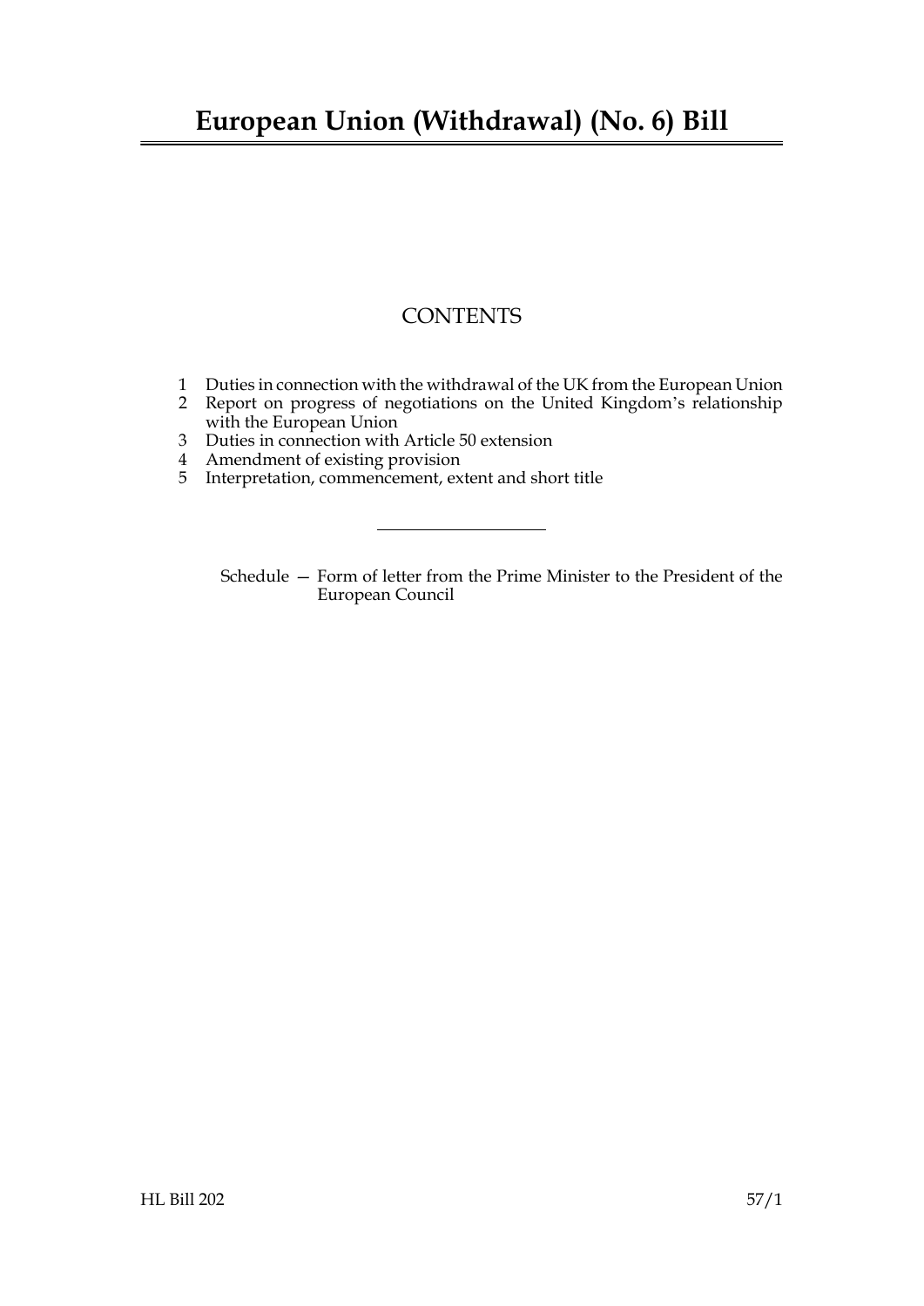# European Union (Withdrawal) (No. 6) Bill

## CONTENTS

1. Duties in connection with the withdrawal of the UK from the European Union
2. Report on progress of negotiations on the United Kingdom's relationship with the European Union
3. Duties in connection with Article 50 extension
4. Amendment of existing provision
5. Interpretation, commencement, extent and short title

---

Schedule — Form of letter from the Prime Minister to the President of the European Council

HL Bill 202 57/1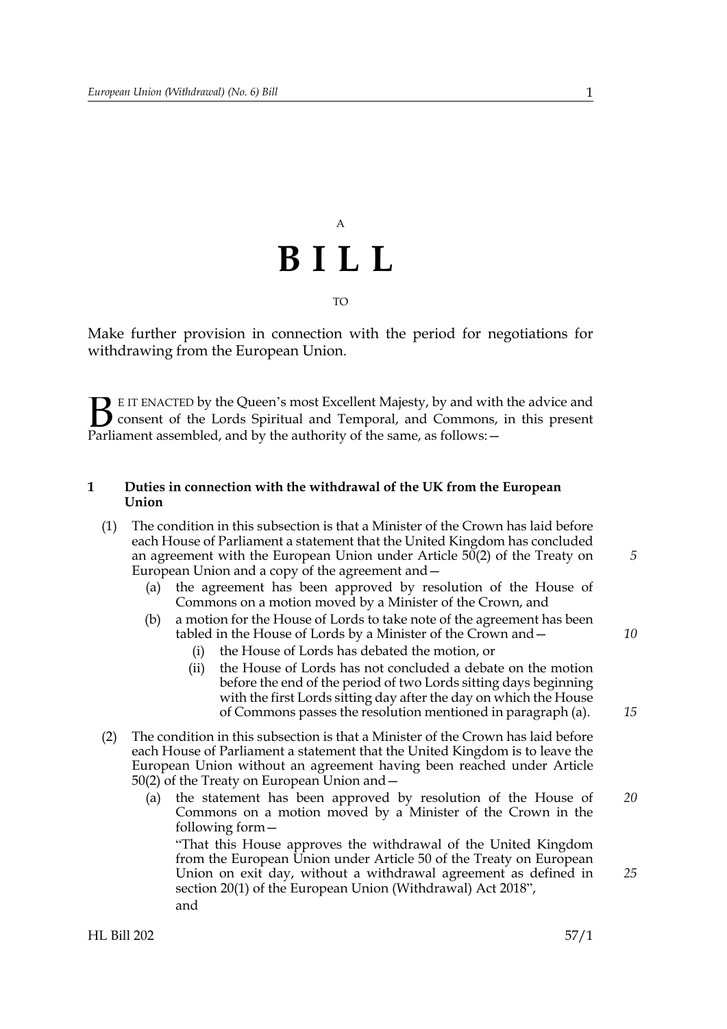A

# B I L L

TO

Make further provision in connection with the period for negotiations for withdrawing from the European Union.

BE IT ENACTED by the Queen's most Excellent Majesty, by and with the advice and consent of the Lords Spiritual and Temporal, and Commons, in this present Parliament assembled, and by the authority of the same, as follows:—

**1 Duties in connection with the withdrawal of the UK from the European Union**

(1) The condition in this subsection is that a Minister of the Crown has laid before each House of Parliament a statement that the United Kingdom has concluded an agreement with the European Union under Article 50(2) of the Treaty on European Union and a copy of the agreement and—

(a) the agreement has been approved by resolution of the House of Commons on a motion moved by a Minister of the Crown, and

(b) a motion for the House of Lords to take note of the agreement has been tabled in the House of Lords by a Minister of the Crown and—

(i) the House of Lords has debated the motion, or

(ii) the House of Lords has not concluded a debate on the motion before the end of the period of two Lords sitting days beginning with the first Lords sitting day after the day on which the House of Commons passes the resolution mentioned in paragraph (a).

(2) The condition in this subsection is that a Minister of the Crown has laid before each House of Parliament a statement that the United Kingdom is to leave the European Union without an agreement having been reached under Article 50(2) of the Treaty on European Union and—

(a) the statement has been approved by resolution of the House of Commons on a motion moved by a Minister of the Crown in the following form—

"That this House approves the withdrawal of the United Kingdom from the European Union under Article 50 of the Treaty on European Union on exit day, without a withdrawal agreement as defined in section 20(1) of the European Union (Withdrawal) Act 2018",

and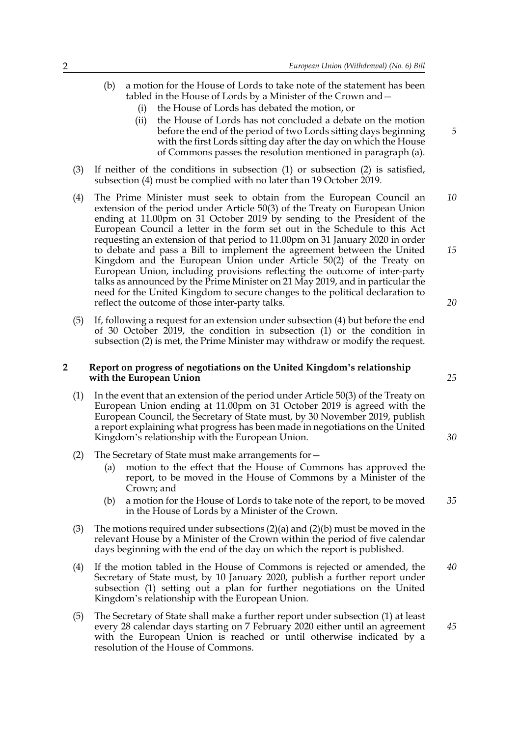(b) a motion for the House of Lords to take note of the statement has been tabled in the House of Lords by a Minister of the Crown and—
   (i) the House of Lords has debated the motion, or
   (ii) the House of Lords has not concluded a debate on the motion before the end of the period of two Lords sitting days beginning with the first Lords sitting day after the day on which the House of Commons passes the resolution mentioned in paragraph (a).

(3) If neither of the conditions in subsection (1) or subsection (2) is satisfied, subsection (4) must be complied with no later than 19 October 2019.

(4) The Prime Minister must seek to obtain from the European Council an extension of the period under Article 50(3) of the Treaty on European Union ending at 11.00pm on 31 October 2019 by sending to the President of the European Council a letter in the form set out in the Schedule to this Act requesting an extension of that period to 11.00pm on 31 January 2020 in order to debate and pass a Bill to implement the agreement between the United Kingdom and the European Union under Article 50(2) of the Treaty on European Union, including provisions reflecting the outcome of inter-party talks as announced by the Prime Minister on 21 May 2019, and in particular the need for the United Kingdom to secure changes to the political declaration to reflect the outcome of those inter-party talks.

(5) If, following a request for an extension under subsection (4) but before the end of 30 October 2019, the condition in subsection (1) or the condition in subsection (2) is met, the Prime Minister may withdraw or modify the request.

## 2 Report on progress of negotiations on the United Kingdom's relationship with the European Union

(1) In the event that an extension of the period under Article 50(3) of the Treaty on European Union ending at 11.00pm on 31 October 2019 is agreed with the European Council, the Secretary of State must, by 30 November 2019, publish a report explaining what progress has been made in negotiations on the United Kingdom's relationship with the European Union.

(2) The Secretary of State must make arrangements for—
   (a) motion to the effect that the House of Commons has approved the report, to be moved in the House of Commons by a Minister of the Crown; and
   (b) a motion for the House of Lords to take note of the report, to be moved in the House of Lords by a Minister of the Crown.

(3) The motions required under subsections (2)(a) and (2)(b) must be moved in the relevant House by a Minister of the Crown within the period of five calendar days beginning with the end of the day on which the report is published.

(4) If the motion tabled in the House of Commons is rejected or amended, the Secretary of State must, by 10 January 2020, publish a further report under subsection (1) setting out a plan for further negotiations on the United Kingdom's relationship with the European Union.

(5) The Secretary of State shall make a further report under subsection (1) at least every 28 calendar days starting on 7 February 2020 either until an agreement with the European Union is reached or until otherwise indicated by a resolution of the House of Commons.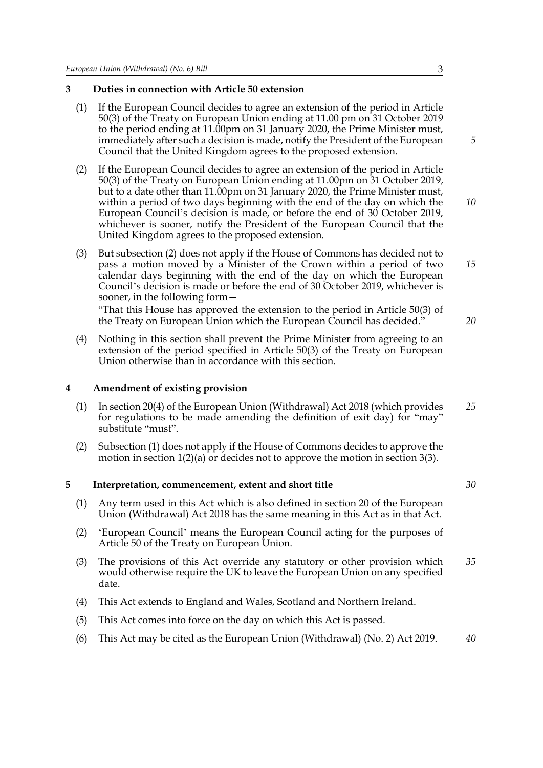## 3 Duties in connection with Article 50 extension

(1) If the European Council decides to agree an extension of the period in Article 50(3) of the Treaty on European Union ending at 11.00 pm on 31 October 2019 to the period ending at 11.00pm on 31 January 2020, the Prime Minister must, immediately after such a decision is made, notify the President of the European Council that the United Kingdom agrees to the proposed extension.

(2) If the European Council decides to agree an extension of the period in Article 50(3) of the Treaty on European Union ending at 11.00pm on 31 October 2019, but to a date other than 11.00pm on 31 January 2020, the Prime Minister must, within a period of two days beginning with the end of the day on which the European Council's decision is made, or before the end of 30 October 2019, whichever is sooner, notify the President of the European Council that the United Kingdom agrees to the proposed extension.

(3) But subsection (2) does not apply if the House of Commons has decided not to pass a motion moved by a Minister of the Crown within a period of two calendar days beginning with the end of the day on which the European Council's decision is made or before the end of 30 October 2019, whichever is sooner, in the following form—

"That this House has approved the extension to the period in Article 50(3) of the Treaty on European Union which the European Council has decided."

(4) Nothing in this section shall prevent the Prime Minister from agreeing to an extension of the period specified in Article 50(3) of the Treaty on European Union otherwise than in accordance with this section.

## 4 Amendment of existing provision

(1) In section 20(4) of the European Union (Withdrawal) Act 2018 (which provides for regulations to be made amending the definition of exit day) for "may" substitute "must".

(2) Subsection (1) does not apply if the House of Commons decides to approve the motion in section 1(2)(a) or decides not to approve the motion in section 3(3).

## 5 Interpretation, commencement, extent and short title

(1) Any term used in this Act which is also defined in section 20 of the European Union (Withdrawal) Act 2018 has the same meaning in this Act as in that Act.

(2) 'European Council' means the European Council acting for the purposes of Article 50 of the Treaty on European Union.

(3) The provisions of this Act override any statutory or other provision which would otherwise require the UK to leave the European Union on any specified date.

(4) This Act extends to England and Wales, Scotland and Northern Ireland.

(5) This Act comes into force on the day on which this Act is passed.

(6) This Act may be cited as the European Union (Withdrawal) (No. 2) Act 2019.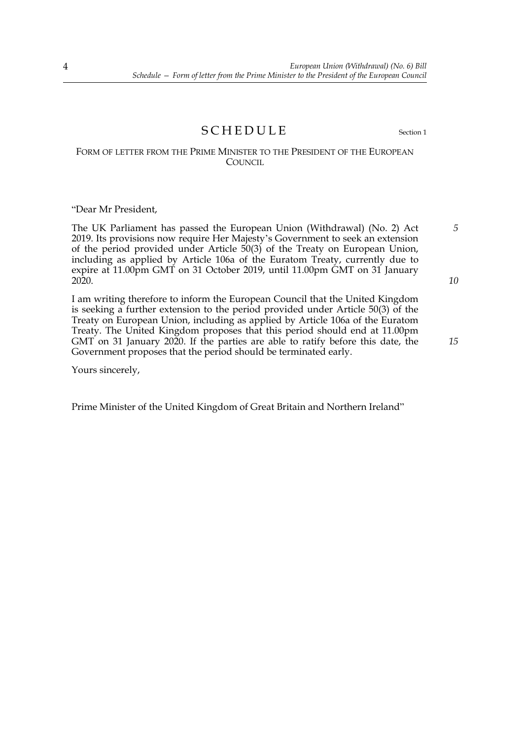# SCHEDULE

Section 1

## FORM OF LETTER FROM THE PRIME MINISTER TO THE PRESIDENT OF THE EUROPEAN COUNCIL

"Dear Mr President,

The UK Parliament has passed the European Union (Withdrawal) (No. 2) Act 2019. Its provisions now require Her Majesty's Government to seek an extension of the period provided under Article 50(3) of the Treaty on European Union, including as applied by Article 106a of the Euratom Treaty, currently due to expire at 11.00pm GMT on 31 October 2019, until 11.00pm GMT on 31 January 2020.

I am writing therefore to inform the European Council that the United Kingdom is seeking a further extension to the period provided under Article 50(3) of the Treaty on European Union, including as applied by Article 106a of the Euratom Treaty. The United Kingdom proposes that this period should end at 11.00pm GMT on 31 January 2020. If the parties are able to ratify before this date, the Government proposes that the period should be terminated early.

Yours sincerely,

Prime Minister of the United Kingdom of Great Britain and Northern Ireland"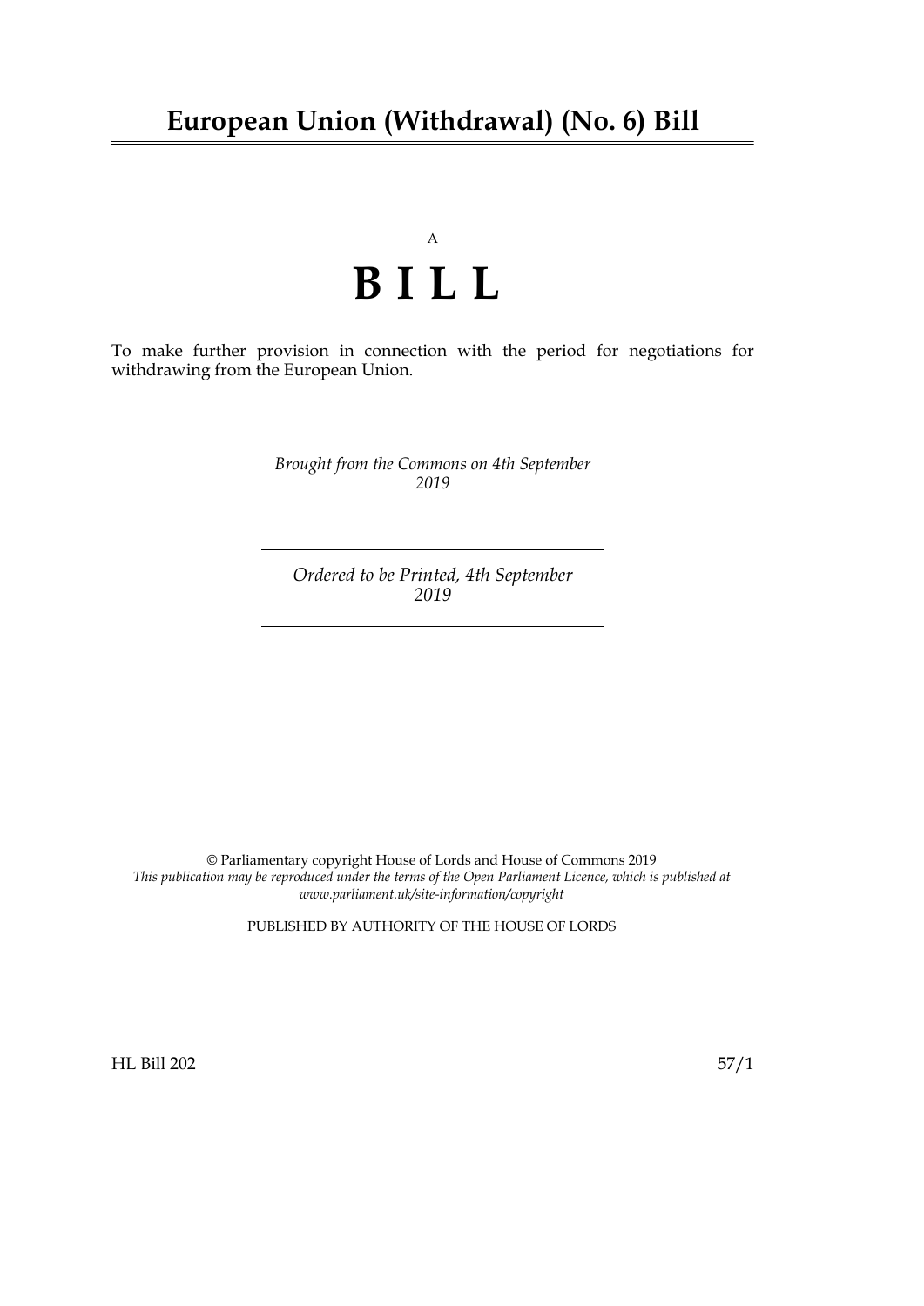# European Union (Withdrawal) (No. 6) Bill

A

# B I L L

To make further provision in connection with the period for negotiations for withdrawing from the European Union.

*Brought from the Commons on 4th September 2019*

*Ordered to be Printed, 4th September 2019*

© Parliamentary copyright House of Lords and House of Commons 2019
*This publication may be reproduced under the terms of the Open Parliament Licence, which is published at www.parliament.uk/site-information/copyright*

PUBLISHED BY AUTHORITY OF THE HOUSE OF LORDS

HL Bill 202 57/1